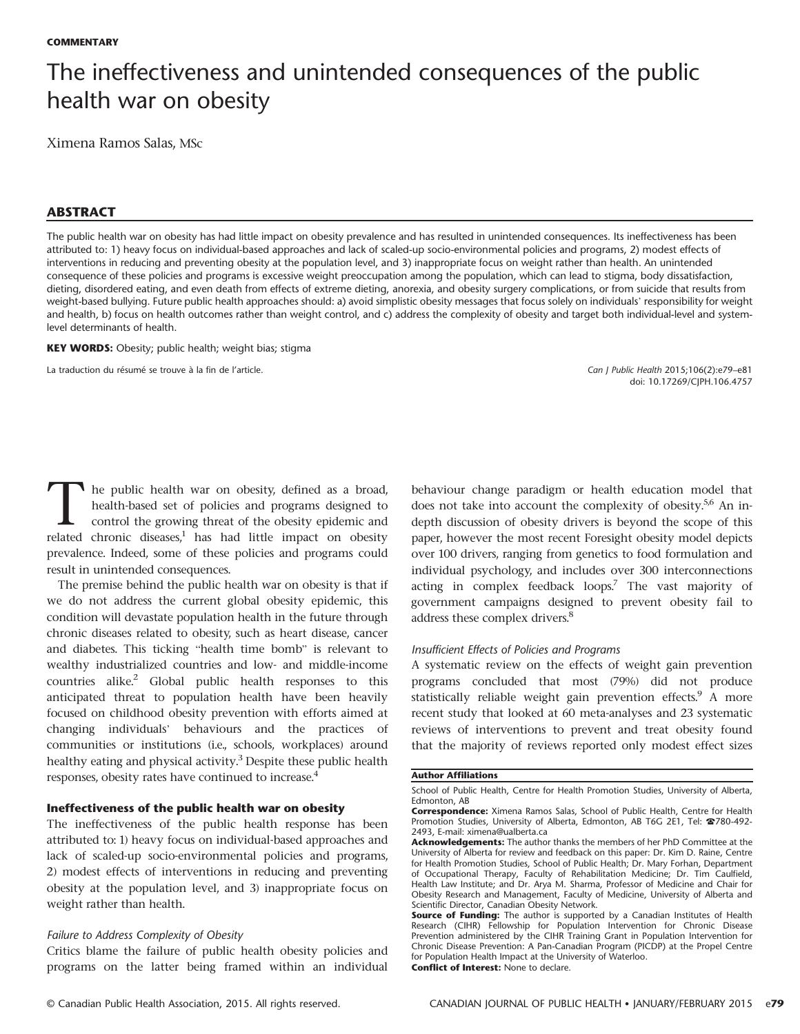COMMENTARY

# The ineffectiveness and unintended consequences of the public health war on obesity

Ximena Ramos Salas, MSc

## ABSTRACT

The public health war on obesity has had little impact on obesity prevalence and has resulted in unintended consequences. Its ineffectiveness has been attributed to: 1) heavy focus on individual-based approaches and lack of scaled-up socio-environmental policies and programs, 2) modest effects of interventions in reducing and preventing obesity at the population level, and 3) inappropriate focus on weight rather than health. An unintended consequence of these policies and programs is excessive weight preoccupation among the population, which can lead to stigma, body dissatisfaction, dieting, disordered eating, and even death from effects of extreme dieting, anorexia, and obesity surgery complications, or from suicide that results from weight-based bullying. Future public health approaches should: a) avoid simplistic obesity messages that focus solely on individuals' responsibility for weight and health, b) focus on health outcomes rather than weight control, and c) address the complexity of obesity and target both individual-level and system-level determinants of health.

**KEY WORDS:** Obesity; public health; weight bias; stigma

La traduction du résumé se trouve à la fin de l'article.

Can J Public Health 2015;106(2):e79–e81
doi: 10.17269/CJPH.106.4757

The public health war on obesity, defined as a broad, health-based set of policies and programs designed to control the growing threat of the obesity epidemic and related chronic diseases,[1] has had little impact on obesity prevalence. Indeed, some of these policies and programs could result in unintended consequences.

The premise behind the public health war on obesity is that if we do not address the current global obesity epidemic, this condition will devastate population health in the future through chronic diseases related to obesity, such as heart disease, cancer and diabetes. This ticking "health time bomb" is relevant to wealthy industrialized countries and low- and middle-income countries alike.[2] Global public health responses to this anticipated threat to population health have been heavily focused on childhood obesity prevention with efforts aimed at changing individuals' behaviours and the practices of communities or institutions (i.e., schools, workplaces) around healthy eating and physical activity.[3] Despite these public health responses, obesity rates have continued to increase.[4]

### Ineffectiveness of the public health war on obesity

The ineffectiveness of the public health response has been attributed to: 1) heavy focus on individual-based approaches and lack of scaled-up socio-environmental policies and programs, 2) modest effects of interventions in reducing and preventing obesity at the population level, and 3) inappropriate focus on weight rather than health.

*Failure to Address Complexity of Obesity*

Critics blame the failure of public health obesity policies and programs on the latter being framed within an individual behaviour change paradigm or health education model that does not take into account the complexity of obesity.[5,6] An in-depth discussion of obesity drivers is beyond the scope of this paper, however the most recent Foresight obesity model depicts over 100 drivers, ranging from genetics to food formulation and individual psychology, and includes over 300 interconnections acting in complex feedback loops.[7] The vast majority of government campaigns designed to prevent obesity fail to address these complex drivers.[8]

*Insufficient Effects of Policies and Programs*

A systematic review on the effects of weight gain prevention programs concluded that most (79%) did not produce statistically reliable weight gain prevention effects.[9] A more recent study that looked at 60 meta-analyses and 23 systematic reviews of interventions to prevent and treat obesity found that the majority of reviews reported only modest effect sizes

**Author Affiliations**

School of Public Health, Centre for Health Promotion Studies, University of Alberta, Edmonton, AB

**Correspondence:** Ximena Ramos Salas, School of Public Health, Centre for Health Promotion Studies, University of Alberta, Edmonton, AB T6G 2E1, Tel: ☎780-492-2493, E-mail: ximena@ualberta.ca

**Acknowledgements:** The author thanks the members of her PhD Committee at the University of Alberta for review and feedback on this paper: Dr. Kim D. Raine, Centre for Health Promotion Studies, School of Public Health; Dr. Mary Forhan, Department of Occupational Therapy, Faculty of Rehabilitation Medicine; Dr. Tim Caulfield, Health Law Institute; and Dr. Arya M. Sharma, Professor of Medicine and Chair for Obesity Research and Management, Faculty of Medicine, University of Alberta and Scientific Director, Canadian Obesity Network.

**Source of Funding:** The author is supported by a Canadian Institutes of Health Research (CIHR) Fellowship for Population Intervention for Chronic Disease Prevention administered by the CIHR Training Grant in Population Intervention for Chronic Disease Prevention: A Pan-Canadian Program (PICDP) at the Propel Centre for Population Health Impact at the University of Waterloo.

**Conflict of Interest:** None to declare.

© Canadian Public Health Association, 2015. All rights reserved.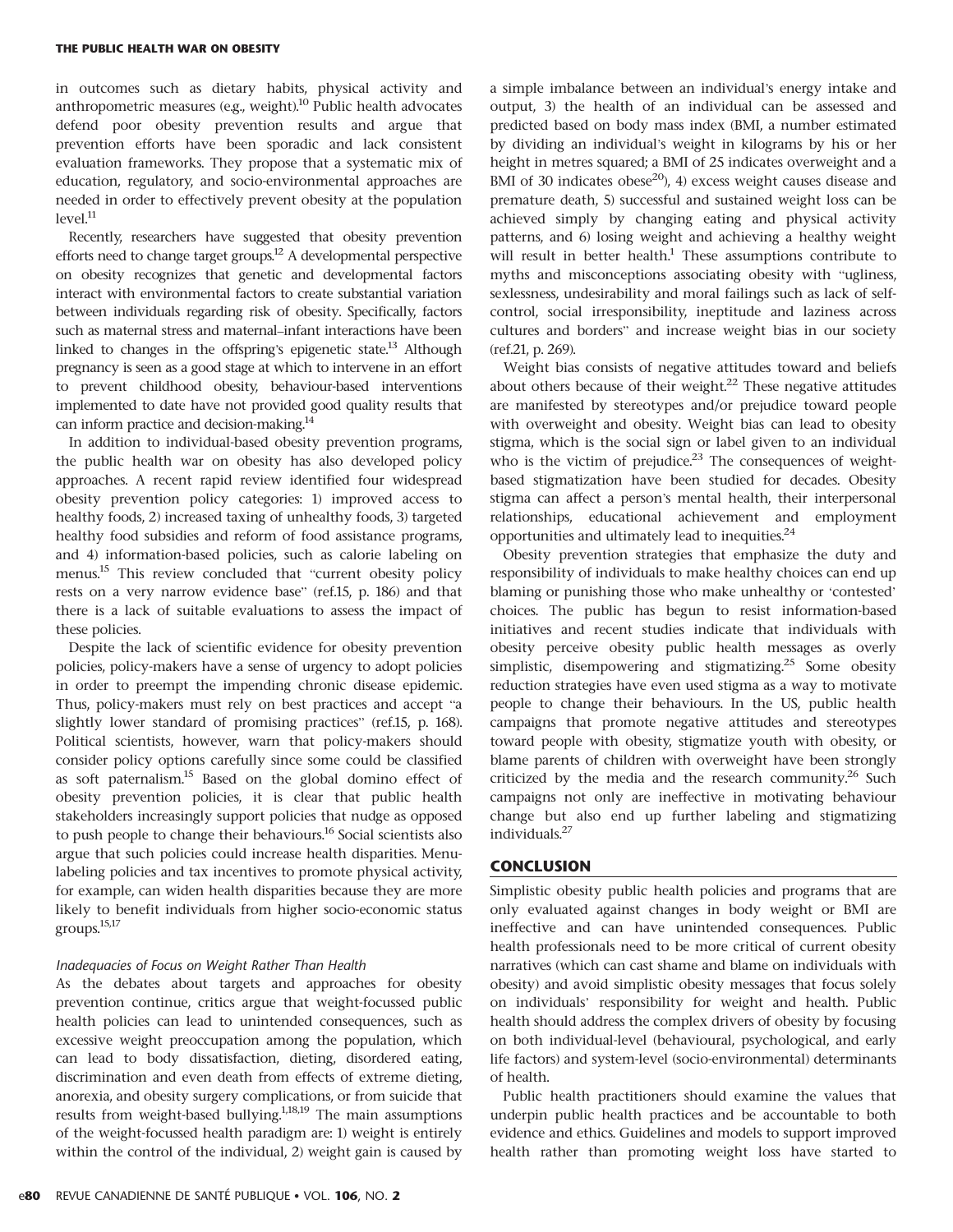in outcomes such as dietary habits, physical activity and anthropometric measures (e.g., weight).[10] Public health advocates defend poor obesity prevention results and argue that prevention efforts have been sporadic and lack consistent evaluation frameworks. They propose that a systematic mix of education, regulatory, and socio-environmental approaches are needed in order to effectively prevent obesity at the population level.[11]

Recently, researchers have suggested that obesity prevention efforts need to change target groups.[12] A developmental perspective on obesity recognizes that genetic and developmental factors interact with environmental factors to create substantial variation between individuals regarding risk of obesity. Specifically, factors such as maternal stress and maternal–infant interactions have been linked to changes in the offspring's epigenetic state.[13] Although pregnancy is seen as a good stage at which to intervene in an effort to prevent childhood obesity, behaviour-based interventions implemented to date have not provided good quality results that can inform practice and decision-making.[14]

In addition to individual-based obesity prevention programs, the public health war on obesity has also developed policy approaches. A recent rapid review identified four widespread obesity prevention policy categories: 1) improved access to healthy foods, 2) increased taxing of unhealthy foods, 3) targeted healthy food subsidies and reform of food assistance programs, and 4) information-based policies, such as calorie labeling on menus.[15] This review concluded that "current obesity policy rests on a very narrow evidence base" (ref.15, p. 186) and that there is a lack of suitable evaluations to assess the impact of these policies.

Despite the lack of scientific evidence for obesity prevention policies, policy-makers have a sense of urgency to adopt policies in order to preempt the impending chronic disease epidemic. Thus, policy-makers must rely on best practices and accept "a slightly lower standard of promising practices" (ref.15, p. 168). Political scientists, however, warn that policy-makers should consider policy options carefully since some could be classified as soft paternalism.[15] Based on the global domino effect of obesity prevention policies, it is clear that public health stakeholders increasingly support policies that nudge as opposed to push people to change their behaviours.[16] Social scientists also argue that such policies could increase health disparities. Menu-labeling policies and tax incentives to promote physical activity, for example, can widen health disparities because they are more likely to benefit individuals from higher socio-economic status groups.[15,17]

*Inadequacies of Focus on Weight Rather Than Health*

As the debates about targets and approaches for obesity prevention continue, critics argue that weight-focussed public health policies can lead to unintended consequences, such as excessive weight preoccupation among the population, which can lead to body dissatisfaction, dieting, disordered eating, discrimination and even death from effects of extreme dieting, anorexia, and obesity surgery complications, or from suicide that results from weight-based bullying.[1,18,19] The main assumptions of the weight-focussed health paradigm are: 1) weight is entirely within the control of the individual, 2) weight gain is caused by a simple imbalance between an individual's energy intake and output, 3) the health of an individual can be assessed and predicted based on body mass index (BMI, a number estimated by dividing an individual's weight in kilograms by his or her height in metres squared; a BMI of 25 indicates overweight and a BMI of 30 indicates obese[20]), 4) excess weight causes disease and premature death, 5) successful and sustained weight loss can be achieved simply by changing eating and physical activity patterns, and 6) losing weight and achieving a healthy weight will result in better health.[1] These assumptions contribute to myths and misconceptions associating obesity with "ugliness, sexlessness, undesirability and moral failings such as lack of self-control, social irresponsibility, ineptitude and laziness across cultures and borders" and increase weight bias in our society (ref.21, p. 269).

Weight bias consists of negative attitudes toward and beliefs about others because of their weight.[22] These negative attitudes are manifested by stereotypes and/or prejudice toward people with overweight and obesity. Weight bias can lead to obesity stigma, which is the social sign or label given to an individual who is the victim of prejudice.[23] The consequences of weight-based stigmatization have been studied for decades. Obesity stigma can affect a person's mental health, their interpersonal relationships, educational achievement and employment opportunities and ultimately lead to inequities.[24]

Obesity prevention strategies that emphasize the duty and responsibility of individuals to make healthy choices can end up blaming or punishing those who make unhealthy or 'contested' choices. The public has begun to resist information-based initiatives and recent studies indicate that individuals with obesity perceive obesity public health messages as overly simplistic, disempowering and stigmatizing.[25] Some obesity reduction strategies have even used stigma as a way to motivate people to change their behaviours. In the US, public health campaigns that promote negative attitudes and stereotypes toward people with obesity, stigmatize youth with obesity, or blame parents of children with overweight have been strongly criticized by the media and the research community.[26] Such campaigns not only are ineffective in motivating behaviour change but also end up further labeling and stigmatizing individuals.[27]

## CONCLUSION

Simplistic obesity public health policies and programs that are only evaluated against changes in body weight or BMI are ineffective and can have unintended consequences. Public health professionals need to be more critical of current obesity narratives (which can cast shame and blame on individuals with obesity) and avoid simplistic obesity messages that focus solely on individuals' responsibility for weight and health. Public health should address the complex drivers of obesity by focusing on both individual-level (behavioural, psychological, and early life factors) and system-level (socio-environmental) determinants of health.

Public health practitioners should examine the values that underpin public health practices and be accountable to both evidence and ethics. Guidelines and models to support improved health rather than promoting weight loss have started to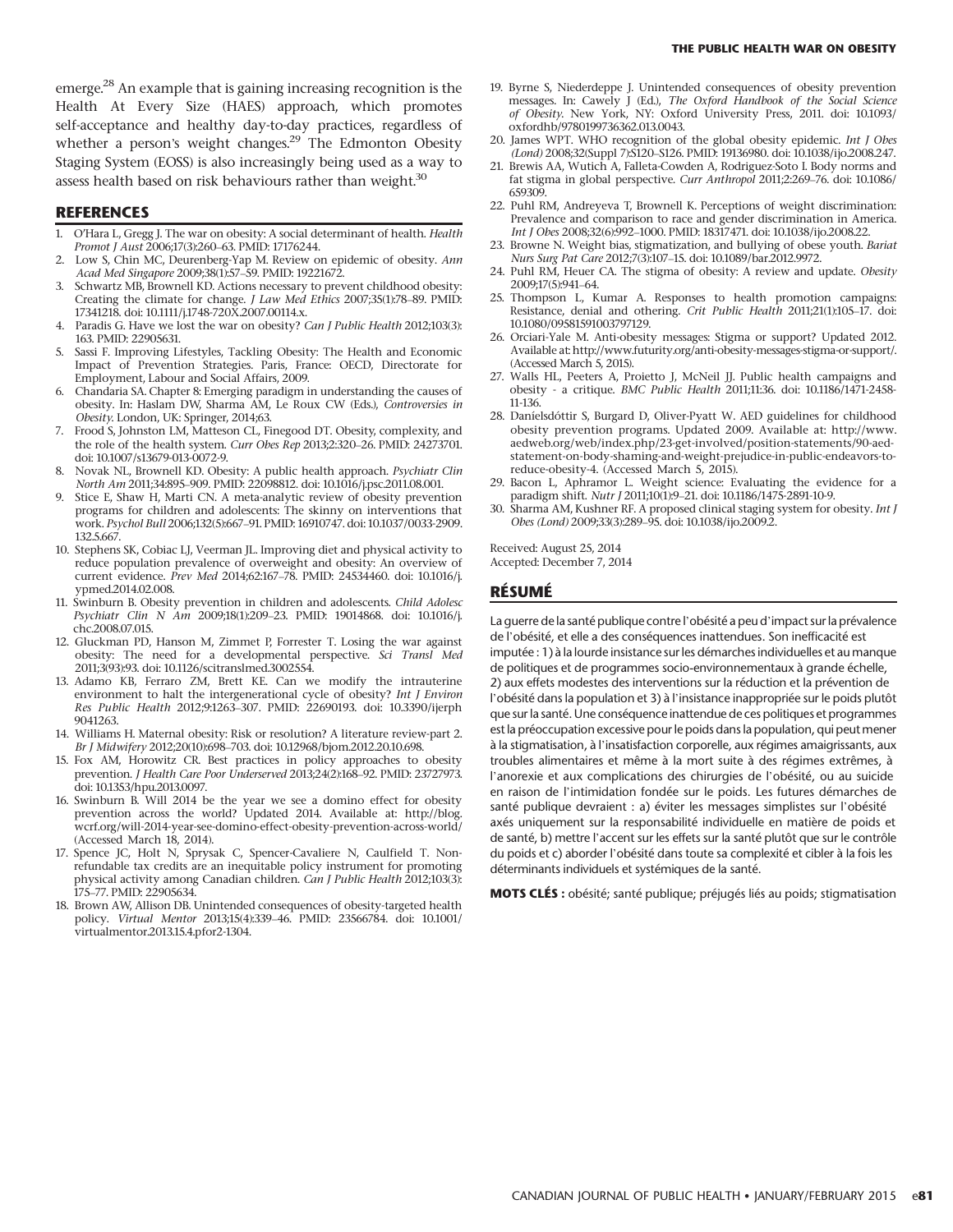emerge.[28] An example that is gaining increasing recognition is the Health At Every Size (HAES) approach, which promotes self-acceptance and healthy day-to-day practices, regardless of whether a person's weight changes.[29] The Edmonton Obesity Staging System (EOSS) is also increasingly being used as a way to assess health based on risk behaviours rather than weight.[30]

## REFERENCES

1. O'Hara L, Gregg J. The war on obesity: A social determinant of health. *Health Promot J Aust* 2006;17(3):260–63. PMID: 17176244.
2. Low S, Chin MC, Deurenberg-Yap M. Review on epidemic of obesity. *Ann Acad Med Singapore* 2009;38(1):57–59. PMID: 19221672.
3. Schwartz MB, Brownell KD. Actions necessary to prevent childhood obesity: Creating the climate for change. *J Law Med Ethics* 2007;35(1):78–89. PMID: 17341218. doi: 10.1111/j.1748-720X.2007.00114.x.
4. Paradis G. Have we lost the war on obesity? *Can J Public Health* 2012;103(3): 163. PMID: 22905631.
5. Sassi F. Improving Lifestyles, Tackling Obesity: The Health and Economic Impact of Prevention Strategies. Paris, France: OECD, Directorate for Employment, Labour and Social Affairs, 2009.
6. Chandaria SA. Chapter 8: Emerging paradigm in understanding the causes of obesity. In: Haslam DW, Sharma AM, Le Roux CW (Eds.), *Controversies in Obesity*. London, UK: Springer, 2014;63.
7. Frood S, Johnston LM, Matteson CL, Finegood DT. Obesity, complexity, and the role of the health system. *Curr Obes Rep* 2013;2:320–26. PMID: 24273701. doi: 10.1007/s13679-013-0072-9.
8. Novak NL, Brownell KD. Obesity: A public health approach. *Psychiatr Clin North Am* 2011;34:895–909. PMID: 22098812. doi: 10.1016/j.psc.2011.08.001.
9. Stice E, Shaw H, Marti CN. A meta-analytic review of obesity prevention programs for children and adolescents: The skinny on interventions that work. *Psychol Bull* 2006;132(5):667–91. PMID: 16910747. doi: 10.1037/0033-2909.132.5.667.
10. Stephens SK, Cobiac LJ, Veerman JL. Improving diet and physical activity to reduce population prevalence of overweight and obesity: An overview of current evidence. *Prev Med* 2014;62:167–78. PMID: 24534460. doi: 10.1016/j.ypmed.2014.02.008.
11. Swinburn B. Obesity prevention in children and adolescents. *Child Adolesc Psychiatr Clin N Am* 2009;18(1):209–23. PMID: 19014868. doi: 10.1016/j.chc.2008.07.015.
12. Gluckman PD, Hanson M, Zimmet P, Forrester T. Losing the war against obesity: The need for a developmental perspective. *Sci Transl Med* 2011;3(93):93. doi: 10.1126/scitranslmed.3002554.
13. Adamo KB, Ferraro ZM, Brett KE. Can we modify the intrauterine environment to halt the intergenerational cycle of obesity? *Int J Environ Res Public Health* 2012;9:1263–307. PMID: 22690193. doi: 10.3390/ijerph9041263.
14. Williams H. Maternal obesity: Risk or resolution? A literature review-part 2. *Br J Midwifery* 2012;20(10):698–703. doi: 10.12968/bjom.2012.20.10.698.
15. Fox AM, Horowitz CR. Best practices in policy approaches to obesity prevention. *J Health Care Poor Underserved* 2013;24(2):168–92. PMID: 23727973. doi: 10.1353/hpu.2013.0097.
16. Swinburn B. Will 2014 be the year we see a domino effect for obesity prevention across the world? Updated 2014. Available at: http://blog.wcrf.org/will-2014-year-see-domino-effect-obesity-prevention-across-world/ (Accessed March 18, 2014).
17. Spence JC, Holt N, Sprysak C, Spencer-Cavaliere N, Caulfield T. Non-refundable tax credits are an inequitable policy instrument for promoting physical activity among Canadian children. *Can J Public Health* 2012;103(3): 175–77. PMID: 22905634.
18. Brown AW, Allison DB. Unintended consequences of obesity-targeted health policy. *Virtual Mentor* 2013;15(4):339–46. PMID: 23566784. doi: 10.1001/virtualmentor.2013.15.4.pfor2-1304.
19. Byrne S, Niederdeppe J. Unintended consequences of obesity prevention messages. In: Cawely J (Ed.), *The Oxford Handbook of the Social Science of Obesity*. New York, NY: Oxford University Press, 2011. doi: 10.1093/oxfordhb/9780199736362.013.0043.
20. James WPT. WHO recognition of the global obesity epidemic. *Int J Obes (Lond)* 2008;32(Suppl 7):S120–S126. PMID: 19136980. doi: 10.1038/ijo.2008.247.
21. Brewis AA, Wutich A, Falleta-Cowden A, Rodriguez-Soto I. Body norms and fat stigma in global perspective. *Curr Anthropol* 2011;2:269–76. doi: 10.1086/659309.
22. Puhl RM, Andreyeva T, Brownell K. Perceptions of weight discrimination: Prevalence and comparison to race and gender discrimination in America. *Int J Obes* 2008;32(6):992–1000. PMID: 18317471. doi: 10.1038/ijo.2008.22.
23. Browne N. Weight bias, stigmatization, and bullying of obese youth. *Bariat Nurs Surg Pat Care* 2012;7(3):107–15. doi: 10.1089/bar.2012.9972.
24. Puhl RM, Heuer CA. The stigma of obesity: A review and update. *Obesity* 2009;17(5):941–64.
25. Thompson L, Kumar A. Responses to health promotion campaigns: Resistance, denial and othering. *Crit Public Health* 2011;21(1):105–17. doi: 10.1080/09581591003797129.
26. Orciari-Yale M. Anti-obesity messages: Stigma or support? Updated 2012. Available at: http://www.futurity.org/anti-obesity-messages-stigma-or-support/. (Accessed March 5, 2015).
27. Walls HL, Peeters A, Proietto J, McNeil JJ. Public health campaigns and obesity - a critique. *BMC Public Health* 2011;11:36. doi: 10.1186/1471-2458-11-136.
28. Daníelsdóttir S, Burgard D, Oliver-Pyatt W. AED guidelines for childhood obesity prevention programs. Updated 2009. Available at: http://www.aedweb.org/web/index.php/23-get-involved/position-statements/90-aed-statement-on-body-shaming-and-weight-prejudice-in-public-endeavors-to-reduce-obesity-4. (Accessed March 5, 2015).
29. Bacon L, Aphramor L. Weight science: Evaluating the evidence for a paradigm shift. *Nutr J* 2011;10(1):9–21. doi: 10.1186/1475-2891-10-9.
30. Sharma AM, Kushner RF. A proposed clinical staging system for obesity. *Int J Obes (Lond)* 2009;33(3):289–95. doi: 10.1038/ijo.2009.2.

Received: August 25, 2014
Accepted: December 7, 2014

## RÉSUMÉ

La guerre de la santé publique contre l'obésité a peu d'impact sur la prévalence de l'obésité, et elle a des conséquences inattendues. Son inefficacité est imputée : 1) à la lourde insistance sur les démarches individuelles et au manque de politiques et de programmes socio-environnementaux à grande échelle, 2) aux effets modestes des interventions sur la réduction et la prévention de l'obésité dans la population et 3) à l'insistance inappropriée sur le poids plutôt que sur la santé. Une conséquence inattendue de ces politiques et programmes est la préoccupation excessive pour le poids dans la population, qui peut mener à la stigmatisation, à l'insatisfaction corporelle, aux régimes amaigrissants, aux troubles alimentaires et même à la mort suite à des régimes extrêmes, à l'anorexie et aux complications des chirurgies de l'obésité, ou au suicide en raison de l'intimidation fondée sur le poids. Les futures démarches de santé publique devraient : a) éviter les messages simplistes sur l'obésité axés uniquement sur la responsabilité individuelle en matière de poids et de santé, b) mettre l'accent sur les effets sur la santé plutôt que sur le contrôle du poids et c) aborder l'obésité dans toute sa complexité et cibler à la fois les déterminants individuels et systémiques de la santé.

**MOTS CLÉS :** obésité; santé publique; préjugés liés au poids; stigmatisation